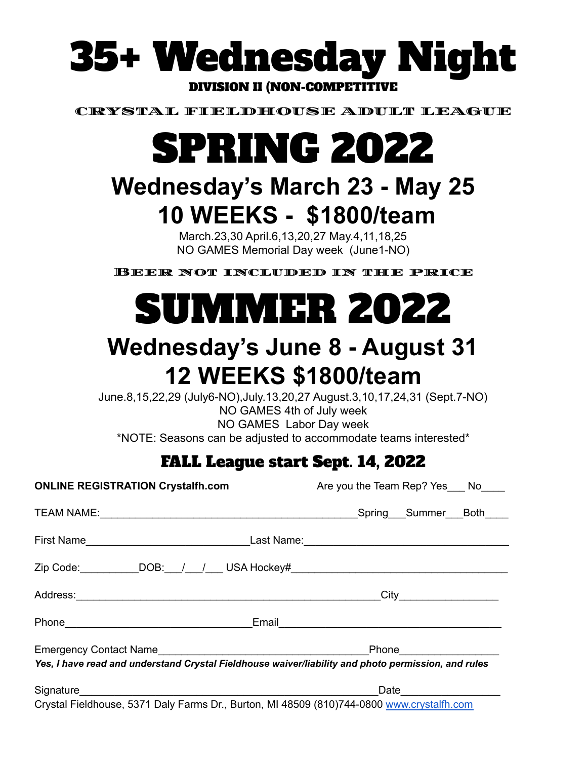# 35+ Wednesday Night

**DIVISION II (NON-COMPETITIVE**

CRYSTAL FIELDHOUSE ADULT LEAGUE

# SPRING 2022

## Wednesday's March 23 - May 25

## 10 WEEKS - $1800/team

March.23,30 April.6,13,20,27 May.4,11,18,25
NO GAMES Memorial Day week (June1-NO)

BEER NOT INCLUDED IN THE PRICE

# SUMMER 2022

## Wednesday's June 8 - August 31

## 12 WEEKS $1800/team

June.8,15,22,29 (July6-NO),July.13,20,27 August.3,10,17,24,31 (Sept.7-NO)
NO GAMES 4th of July week
NO GAMES Labor Day week
*NOTE: Seasons can be adjusted to accommodate teams interested*

### FALL League start Sept. 14, 2022

**ONLINE REGISTRATION Crystalfh.com** Are you the Team Rep? Yes___ No____

TEAM NAME:____________________________________________Spring___Summer___Both____

First Name___________________________Last Name:__________________________________

Zip Code:__________DOB:___/___/___ USA Hockey#____________________________________

Address:____________________________________________________City________________

Phone________________________________Email______________________________________

Emergency Contact Name____________________________________Phone________________

***Yes, I have read and understand Crystal Fieldhouse waiver/liability and photo permission, and rules***

Signature____________________________________________________Date________________

Crystal Fieldhouse, 5371 Daly Farms Dr., Burton, MI 48509 (810)744-0800 www.crystalfh.com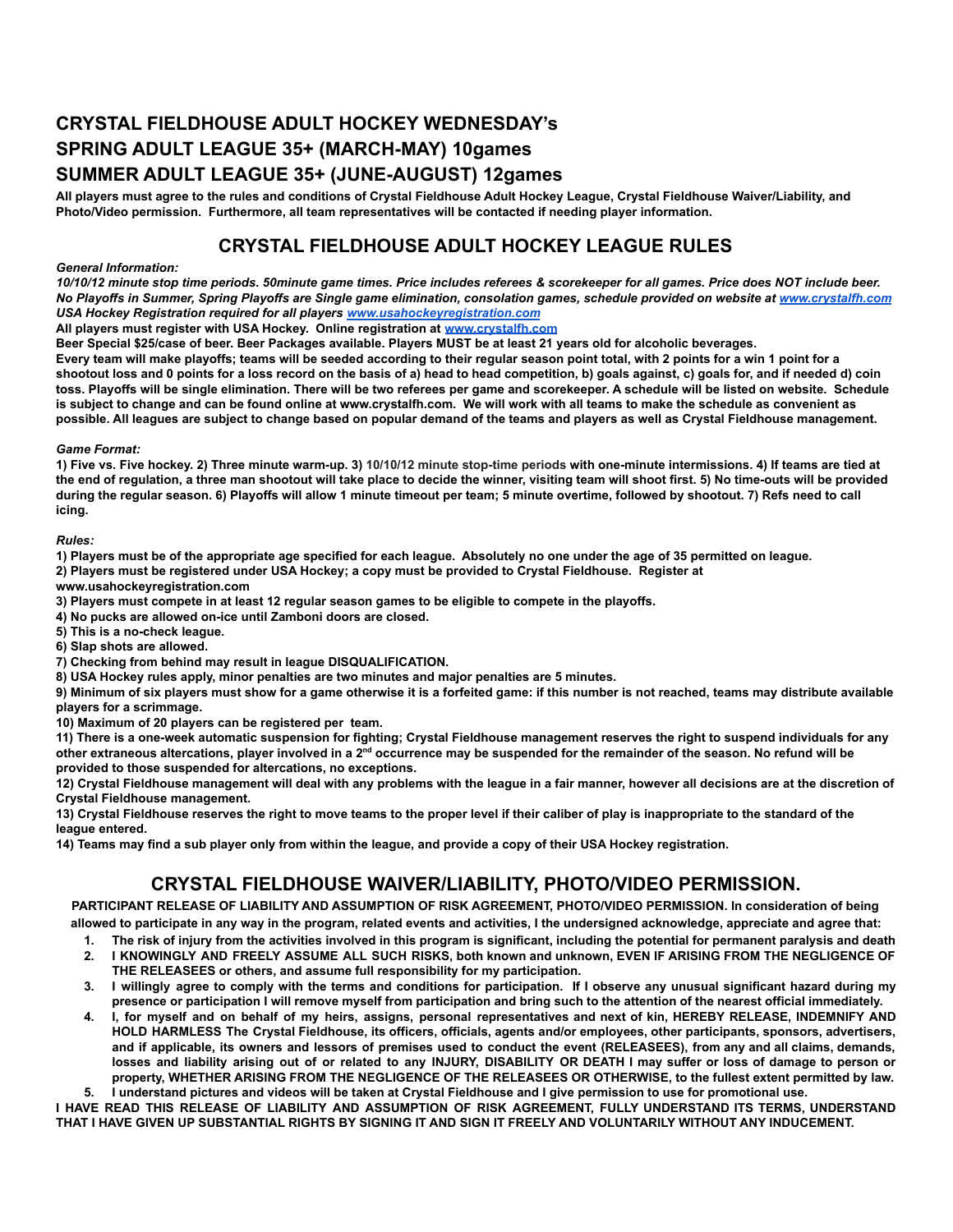# CRYSTAL FIELDHOUSE ADULT HOCKEY WEDNESDAY's
# SPRING ADULT LEAGUE 35+ (MARCH-MAY) 10games
# SUMMER ADULT LEAGUE 35+ (JUNE-AUGUST) 12games

**All players must agree to the rules and conditions of Crystal Fieldhouse Adult Hockey League, Crystal Fieldhouse Waiver/Liability, and Photo/Video permission. Furthermore, all team representatives will be contacted if needing player information.**

## CRYSTAL FIELDHOUSE ADULT HOCKEY LEAGUE RULES

***General Information:***

***10/10/12 minute stop time periods. 50minute game times. Price includes referees & scorekeeper for all games. Price does NOT include beer. No Playoffs in Summer, Spring Playoffs are Single game elimination, consolation games, schedule provided on website at [www.crystalfh.com](www.crystalfh.com)***
***USA Hockey Registration required for all players [www.usahockeyregistration.com](www.usahockeyregistration.com)***

**All players must register with USA Hockey. Online registration at [www.crystalfh.com](www.crystalfh.com)**

**Beer Special $25/case of beer. Beer Packages available. Players MUST be at least 21 years old for alcoholic beverages.**

**Every team will make playoffs; teams will be seeded according to their regular season point total, with 2 points for a win 1 point for a shootout loss and 0 points for a loss record on the basis of a) head to head competition, b) goals against, c) goals for, and if needed d) coin toss. Playoffs will be single elimination. There will be two referees per game and scorekeeper. A schedule will be listed on website. Schedule is subject to change and can be found online at www.crystalfh.com. We will work with all teams to make the schedule as convenient as possible. All leagues are subject to change based on popular demand of the teams and players as well as Crystal Fieldhouse management.**

***Game Format:***

**1) Five vs. Five hockey. 2) Three minute warm-up. 3) 10/10/12 minute stop-time periods with one-minute intermissions. 4) If teams are tied at the end of regulation, a three man shootout will take place to decide the winner, visiting team will shoot first. 5) No time-outs will be provided during the regular season. 6) Playoffs will allow 1 minute timeout per team; 5 minute overtime, followed by shootout. 7) Refs need to call icing.**

***Rules:***

**1) Players must be of the appropriate age specified for each league. Absolutely no one under the age of 35 permitted on league.**
**2) Players must be registered under USA Hockey; a copy must be provided to Crystal Fieldhouse. Register at www.usahockeyregistration.com**
**3) Players must compete in at least 12 regular season games to be eligible to compete in the playoffs.**
**4) No pucks are allowed on-ice until Zamboni doors are closed.**
**5) This is a no-check league.**
**6) Slap shots are allowed.**
**7) Checking from behind may result in league DISQUALIFICATION.**
**8) USA Hockey rules apply, minor penalties are two minutes and major penalties are 5 minutes.**
**9) Minimum of six players must show for a game otherwise it is a forfeited game: if this number is not reached, teams may distribute available players for a scrimmage.**
**10) Maximum of 20 players can be registered per team.**
**11) There is a one-week automatic suspension for fighting; Crystal Fieldhouse management reserves the right to suspend individuals for any other extraneous altercations, player involved in a 2nd occurrence may be suspended for the remainder of the season. No refund will be provided to those suspended for altercations, no exceptions.**
**12) Crystal Fieldhouse management will deal with any problems with the league in a fair manner, however all decisions are at the discretion of Crystal Fieldhouse management.**
**13) Crystal Fieldhouse reserves the right to move teams to the proper level if their caliber of play is inappropriate to the standard of the league entered.**
**14) Teams may find a sub player only from within the league, and provide a copy of their USA Hockey registration.**

## CRYSTAL FIELDHOUSE WAIVER/LIABILITY, PHOTO/VIDEO PERMISSION.

**PARTICIPANT RELEASE OF LIABILITY AND ASSUMPTION OF RISK AGREEMENT, PHOTO/VIDEO PERMISSION. In consideration of being allowed to participate in any way in the program, related events and activities, I the undersigned acknowledge, appreciate and agree that:**

1. **The risk of injury from the activities involved in this program is significant, including the potential for permanent paralysis and death**
2. **I KNOWINGLY AND FREELY ASSUME ALL SUCH RISKS, both known and unknown, EVEN IF ARISING FROM THE NEGLIGENCE OF THE RELEASEES or others, and assume full responsibility for my participation.**
3. **I willingly agree to comply with the terms and conditions for participation. If I observe any unusual significant hazard during my presence or participation I will remove myself from participation and bring such to the attention of the nearest official immediately.**
4. **I, for myself and on behalf of my heirs, assigns, personal representatives and next of kin, HEREBY RELEASE, INDEMNIFY AND HOLD HARMLESS The Crystal Fieldhouse, its officers, officials, agents and/or employees, other participants, sponsors, advertisers, and if applicable, its owners and lessors of premises used to conduct the event (RELEASEES), from any and all claims, demands, losses and liability arising out of or related to any INJURY, DISABILITY OR DEATH I may suffer or loss of damage to person or property, WHETHER ARISING FROM THE NEGLIGENCE OF THE RELEASEES OR OTHERWISE, to the fullest extent permitted by law.**
5. **I understand pictures and videos will be taken at Crystal Fieldhouse and I give permission to use for promotional use.**

**I HAVE READ THIS RELEASE OF LIABILITY AND ASSUMPTION OF RISK AGREEMENT, FULLY UNDERSTAND ITS TERMS, UNDERSTAND THAT I HAVE GIVEN UP SUBSTANTIAL RIGHTS BY SIGNING IT AND SIGN IT FREELY AND VOLUNTARILY WITHOUT ANY INDUCEMENT.**